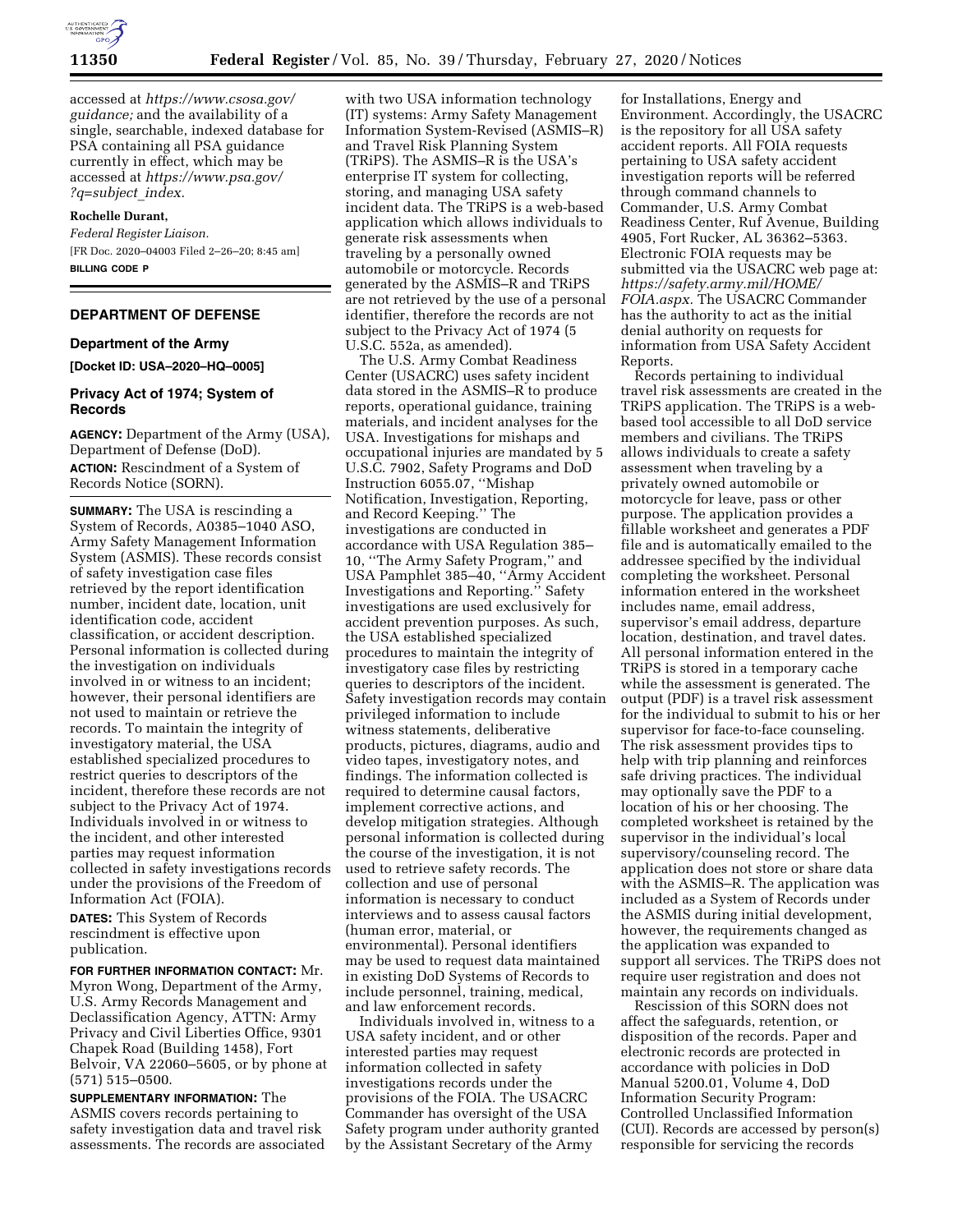accessed at *https://www.csosa.gov/guidance;* and the availability of a single, searchable, indexed database for PSA containing all PSA guidance currently in effect, which may be accessed at *https://www.psa.gov/?q=subject_index.*

**Rochelle Durant,**

*Federal Register Liaison.*

[FR Doc. 2020–04003 Filed 2–26–20; 8:45 am]

**BILLING CODE P**

## DEPARTMENT OF DEFENSE

### Department of the Army

**[Docket ID: USA–2020–HQ–0005]**

### Privacy Act of 1974; System of Records

**AGENCY:** Department of the Army (USA), Department of Defense (DoD).

**ACTION:** Rescindment of a System of Records Notice (SORN).

**SUMMARY:** The USA is rescinding a System of Records, A0385–1040 ASO, Army Safety Management Information System (ASMIS). These records consist of safety investigation case files retrieved by the report identification number, incident date, location, unit identification code, accident classification, or accident description. Personal information is collected during the investigation on individuals involved in or witness to an incident; however, their personal identifiers are not used to maintain or retrieve the records. To maintain the integrity of investigatory material, the USA established specialized procedures to restrict queries to descriptors of the incident, therefore these records are not subject to the Privacy Act of 1974. Individuals involved in or witness to the incident, and other interested parties may request information collected in safety investigations records under the provisions of the Freedom of Information Act (FOIA).

**DATES:** This System of Records rescindment is effective upon publication.

**FOR FURTHER INFORMATION CONTACT:** Mr. Myron Wong, Department of the Army, U.S. Army Records Management and Declassification Agency, ATTN: Army Privacy and Civil Liberties Office, 9301 Chapek Road (Building 1458), Fort Belvoir, VA 22060–5605, or by phone at (571) 515–0500.

**SUPPLEMENTARY INFORMATION:** The ASMIS covers records pertaining to safety investigation data and travel risk assessments. The records are associated with two USA information technology (IT) systems: Army Safety Management Information System-Revised (ASMIS–R) and Travel Risk Planning System (TRiPS). The ASMIS–R is the USA's enterprise IT system for collecting, storing, and managing USA safety incident data. The TRiPS is a web-based application which allows individuals to generate risk assessments when traveling by a personally owned automobile or motorcycle. Records generated by the ASMIS–R and TRiPS are not retrieved by the use of a personal identifier, therefore the records are not subject to the Privacy Act of 1974 (5 U.S.C. 552a, as amended).

The U.S. Army Combat Readiness Center (USACRC) uses safety incident data stored in the ASMIS–R to produce reports, operational guidance, training materials, and incident analyses for the USA. Investigations for mishaps and occupational injuries are mandated by 5 U.S.C. 7902, Safety Programs and DoD Instruction 6055.07, ''Mishap Notification, Investigation, Reporting, and Record Keeping.'' The investigations are conducted in accordance with USA Regulation 385–10, ''The Army Safety Program,'' and USA Pamphlet 385–40, ''Army Accident Investigations and Reporting.'' Safety investigations are used exclusively for accident prevention purposes. As such, the USA established specialized procedures to maintain the integrity of investigatory case files by restricting queries to descriptors of the incident. Safety investigation records may contain privileged information to include witness statements, deliberative products, pictures, diagrams, audio and video tapes, investigatory notes, and findings. The information collected is required to determine causal factors, implement corrective actions, and develop mitigation strategies. Although personal information is collected during the course of the investigation, it is not used to retrieve safety records. The collection and use of personal information is necessary to conduct interviews and to assess causal factors (human error, material, or environmental). Personal identifiers may be used to request data maintained in existing DoD Systems of Records to include personnel, training, medical, and law enforcement records.

Individuals involved in, witness to a USA safety incident, and or other interested parties may request information collected in safety investigations records under the provisions of the FOIA. The USACRC Commander has oversight of the USA Safety program under authority granted by the Assistant Secretary of the Army for Installations, Energy and Environment. Accordingly, the USACRC is the repository for all USA safety accident reports. All FOIA requests pertaining to USA safety accident investigation reports will be referred through command channels to Commander, U.S. Army Combat Readiness Center, Ruf Avenue, Building 4905, Fort Rucker, AL 36362–5363. Electronic FOIA requests may be submitted via the USACRC web page at: *https://safety.army.mil/HOME/FOIA.aspx.* The USACRC Commander has the authority to act as the initial denial authority on requests for information from USA Safety Accident Reports.

Records pertaining to individual travel risk assessments are created in the TRiPS application. The TRiPS is a web-based tool accessible to all DoD service members and civilians. The TRiPS allows individuals to create a safety assessment when traveling by a privately owned automobile or motorcycle for leave, pass or other purpose. The application provides a fillable worksheet and generates a PDF file and is automatically emailed to the addressee specified by the individual completing the worksheet. Personal information entered in the worksheet includes name, email address, supervisor's email address, departure location, destination, and travel dates. All personal information entered in the TRiPS is stored in a temporary cache while the assessment is generated. The output (PDF) is a travel risk assessment for the individual to submit to his or her supervisor for face-to-face counseling. The risk assessment provides tips to help with trip planning and reinforces safe driving practices. The individual may optionally save the PDF to a location of his or her choosing. The completed worksheet is retained by the supervisor in the individual's local supervisory/counseling record. The application does not store or share data with the ASMIS–R. The application was included as a System of Records under the ASMIS during initial development, however, the requirements changed as the application was expanded to support all services. The TRiPS does not require user registration and does not maintain any records on individuals.

Rescission of this SORN does not affect the safeguards, retention, or disposition of the records. Paper and electronic records are protected in accordance with policies in DoD Manual 5200.01, Volume 4, DoD Information Security Program: Controlled Unclassified Information (CUI). Records are accessed by person(s) responsible for servicing the records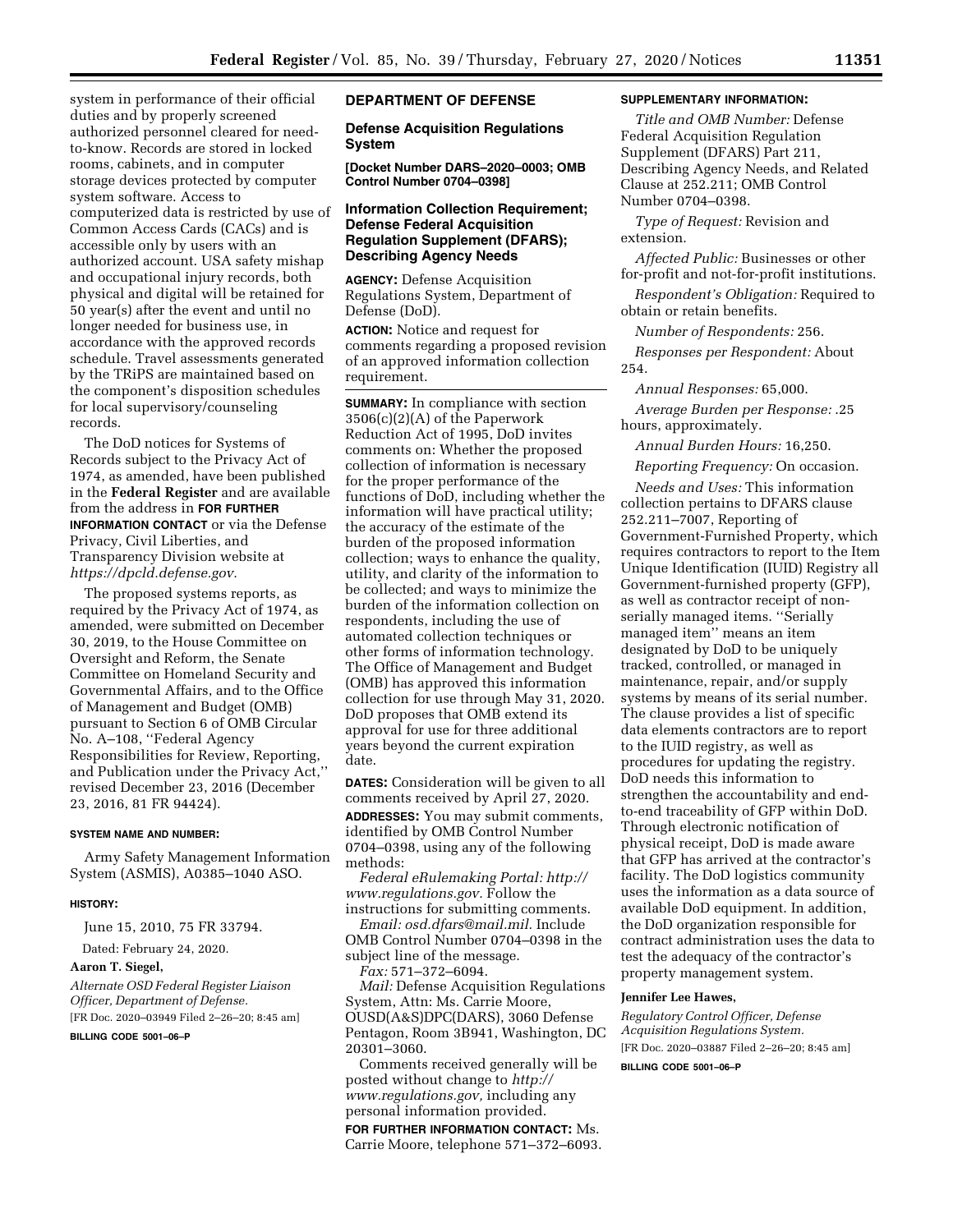system in performance of their official duties and by properly screened authorized personnel cleared for need-to-know. Records are stored in locked rooms, cabinets, and in computer storage devices protected by computer system software. Access to computerized data is restricted by use of Common Access Cards (CACs) and is accessible only by users with an authorized account. USA safety mishap and occupational injury records, both physical and digital will be retained for 50 year(s) after the event and until no longer needed for business use, in accordance with the approved records schedule. Travel assessments generated by the TRiPS are maintained based on the component's disposition schedules for local supervisory/counseling records.

The DoD notices for Systems of Records subject to the Privacy Act of 1974, as amended, have been published in the **Federal Register** and are available from the address in **FOR FURTHER INFORMATION CONTACT** or via the Defense Privacy, Civil Liberties, and Transparency Division website at *https://dpcld.defense.gov.*

The proposed systems reports, as required by the Privacy Act of 1974, as amended, were submitted on December 30, 2019, to the House Committee on Oversight and Reform, the Senate Committee on Homeland Security and Governmental Affairs, and to the Office of Management and Budget (OMB) pursuant to Section 6 of OMB Circular No. A–108, "Federal Agency Responsibilities for Review, Reporting, and Publication under the Privacy Act," revised December 23, 2016 (December 23, 2016, 81 FR 94424).

**SYSTEM NAME AND NUMBER:**

Army Safety Management Information System (ASMIS), A0385–1040 ASO.

**HISTORY:**

June 15, 2010, 75 FR 33794.

Dated: February 24, 2020.

**Aaron T. Siegel,**

*Alternate OSD Federal Register Liaison Officer, Department of Defense.*

[FR Doc. 2020–03949 Filed 2–26–20; 8:45 am]

**BILLING CODE 5001–06–P**

## DEPARTMENT OF DEFENSE

### Defense Acquisition Regulations System

**[Docket Number DARS–2020–0003; OMB Control Number 0704–0398]**

### Information Collection Requirement; Defense Federal Acquisition Regulation Supplement (DFARS); Describing Agency Needs

**AGENCY:** Defense Acquisition Regulations System, Department of Defense (DoD).

**ACTION:** Notice and request for comments regarding a proposed revision of an approved information collection requirement.

**SUMMARY:** In compliance with section 3506(c)(2)(A) of the Paperwork Reduction Act of 1995, DoD invites comments on: Whether the proposed collection of information is necessary for the proper performance of the functions of DoD, including whether the information will have practical utility; the accuracy of the estimate of the burden of the proposed information collection; ways to enhance the quality, utility, and clarity of the information to be collected; and ways to minimize the burden of the information collection on respondents, including the use of automated collection techniques or other forms of information technology. The Office of Management and Budget (OMB) has approved this information collection for use through May 31, 2020. DoD proposes that OMB extend its approval for use for three additional years beyond the current expiration date.

**DATES:** Consideration will be given to all comments received by April 27, 2020.

**ADDRESSES:** You may submit comments, identified by OMB Control Number 0704–0398, using any of the following methods:

*Federal eRulemaking Portal: http://www.regulations.gov.* Follow the instructions for submitting comments.

*Email: osd.dfars@mail.mil.* Include OMB Control Number 0704–0398 in the subject line of the message.

*Fax:* 571–372–6094.

*Mail:* Defense Acquisition Regulations System, Attn: Ms. Carrie Moore, OUSD(A&S)DPC(DARS), 3060 Defense Pentagon, Room 3B941, Washington, DC 20301–3060.

Comments received generally will be posted without change to *http://www.regulations.gov,* including any personal information provided.

**FOR FURTHER INFORMATION CONTACT:** Ms. Carrie Moore, telephone 571–372–6093.

**SUPPLEMENTARY INFORMATION:**

*Title and OMB Number:* Defense Federal Acquisition Regulation Supplement (DFARS) Part 211, Describing Agency Needs, and Related Clause at 252.211; OMB Control Number 0704–0398.

*Type of Request:* Revision and extension.

*Affected Public:* Businesses or other for-profit and not-for-profit institutions.

*Respondent's Obligation:* Required to obtain or retain benefits.

*Number of Respondents:* 256.

*Responses per Respondent:* About 254.

*Annual Responses:* 65,000.

*Average Burden per Response:* .25 hours, approximately.

*Annual Burden Hours:* 16,250.

*Reporting Frequency:* On occasion.

*Needs and Uses:* This information collection pertains to DFARS clause 252.211–7007, Reporting of Government-Furnished Property, which requires contractors to report to the Item Unique Identification (IUID) Registry all Government-furnished property (GFP), as well as contractor receipt of non-serially managed items. "Serially managed item" means an item designated by DoD to be uniquely tracked, controlled, or managed in maintenance, repair, and/or supply systems by means of its serial number. The clause provides a list of specific data elements contractors are to report to the IUID registry, as well as procedures for updating the registry. DoD needs this information to strengthen the accountability and end-to-end traceability of GFP within DoD. Through electronic notification of physical receipt, DoD is made aware that GFP has arrived at the contractor's facility. The DoD logistics community uses the information as a data source of available DoD equipment. In addition, the DoD organization responsible for contract administration uses the data to test the adequacy of the contractor's property management system.

**Jennifer Lee Hawes,**

*Regulatory Control Officer, Defense Acquisition Regulations System.*

[FR Doc. 2020–03887 Filed 2–26–20; 8:45 am]

**BILLING CODE 5001–06–P**